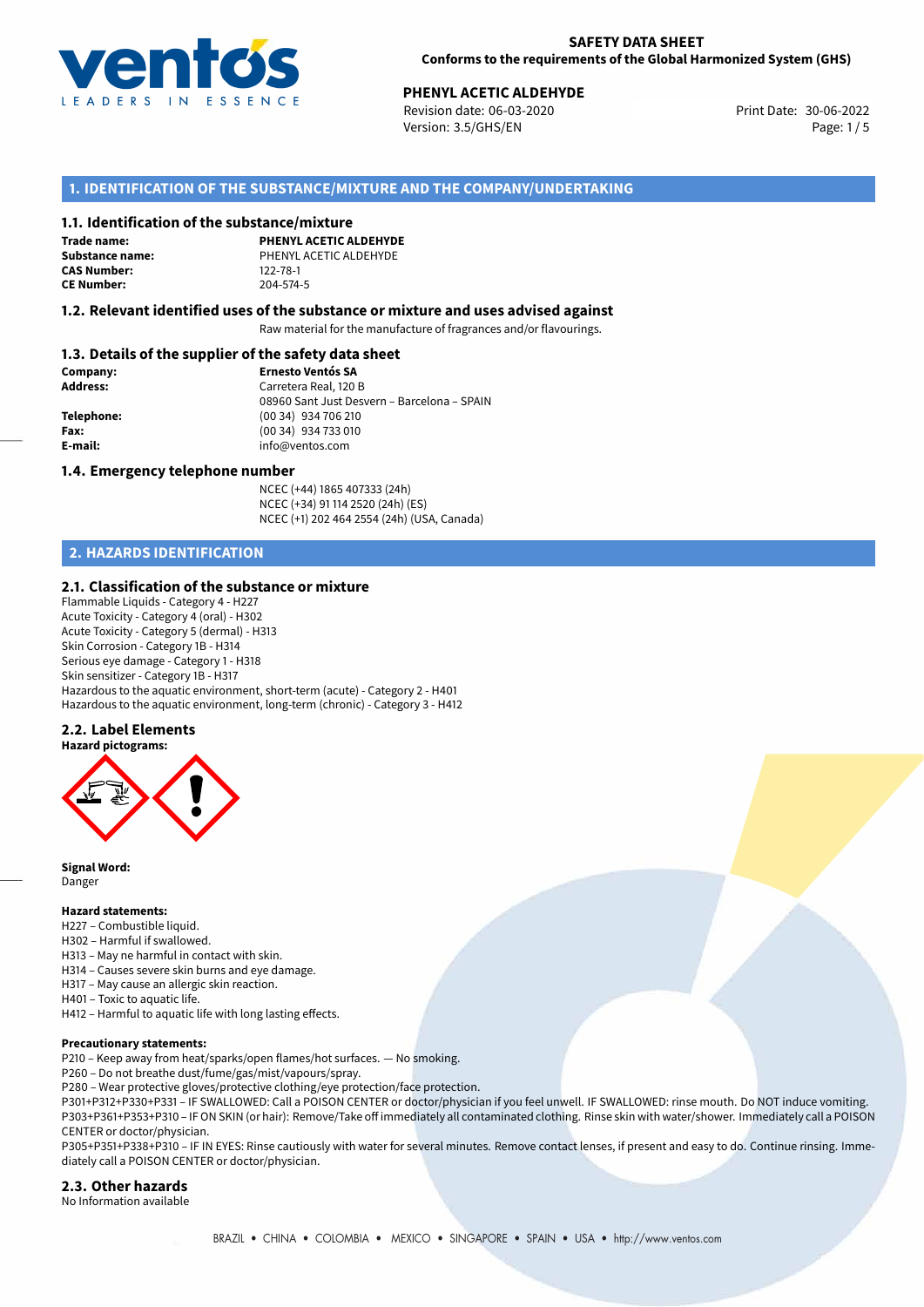**SAFETY DATA SHEET**
**Conforms to the requirements of the Global Harmonized System (GHS)**

**PHENYL ACETIC ALDEHYDE**
Revision date: 06-03-2020
Version: 3.5/GHS/EN
Print Date: 30-06-2022

## 1. IDENTIFICATION OF THE SUBSTANCE/MIXTURE AND THE COMPANY/UNDERTAKING

### 1.1. Identification of the substance/mixture

**Trade name:** **PHENYL ACETIC ALDEHYDE**
**Substance name:** PHENYL ACETIC ALDEHYDE
**CAS Number:** 122-78-1
**CE Number:** 204-574-5

### 1.2. Relevant identified uses of the substance or mixture and uses advised against

Raw material for the manufacture of fragrances and/or flavourings.

### 1.3. Details of the supplier of the safety data sheet

**Company:** **Ernesto Ventós SA**
**Address:** Carretera Real, 120 B
08960 Sant Just Desvern – Barcelona – SPAIN
**Telephone:** (00 34) 934 706 210
**Fax:** (00 34) 934 733 010
**E-mail:** info@ventos.com

### 1.4. Emergency telephone number

NCEC (+44) 1865 407333 (24h)
NCEC (+34) 91 114 2520 (24h) (ES)
NCEC (+1) 202 464 2554 (24h) (USA, Canada)

## 2. HAZARDS IDENTIFICATION

### 2.1. Classification of the substance or mixture

Flammable Liquids - Category 4 - H227
Acute Toxicity - Category 4 (oral) - H302
Acute Toxicity - Category 5 (dermal) - H313
Skin Corrosion - Category 1B - H314
Serious eye damage - Category 1 - H318
Skin sensitizer - Category 1B - H317
Hazardous to the aquatic environment, short-term (acute) - Category 2 - H401
Hazardous to the aquatic environment, long-term (chronic) - Category 3 - H412

### 2.2. Label Elements

**Hazard pictograms:**

**Signal Word:**
Danger

**Hazard statements:**
H227 – Combustible liquid.
H302 – Harmful if swallowed.
H313 – May ne harmful in contact with skin.
H314 – Causes severe skin burns and eye damage.
H317 – May cause an allergic skin reaction.
H401 – Toxic to aquatic life.
H412 – Harmful to aquatic life with long lasting effects.

**Precautionary statements:**
P210 – Keep away from heat/sparks/open flames/hot surfaces. — No smoking.
P260 – Do not breathe dust/fume/gas/mist/vapours/spray.
P280 – Wear protective gloves/protective clothing/eye protection/face protection.
P301+P312+P330+P331 – IF SWALLOWED: Call a POISON CENTER or doctor/physician if you feel unwell. IF SWALLOWED: rinse mouth. Do NOT induce vomiting.
P303+P361+P353+P310 – IF ON SKIN (or hair): Remove/Take off immediately all contaminated clothing. Rinse skin with water/shower. Immediately call a POISON CENTER or doctor/physician.
P305+P351+P338+P310 – IF IN EYES: Rinse cautiously with water for several minutes. Remove contact lenses, if present and easy to do. Continue rinsing. Immediately call a POISON CENTER or doctor/physician.

### 2.3. Other hazards

No Information available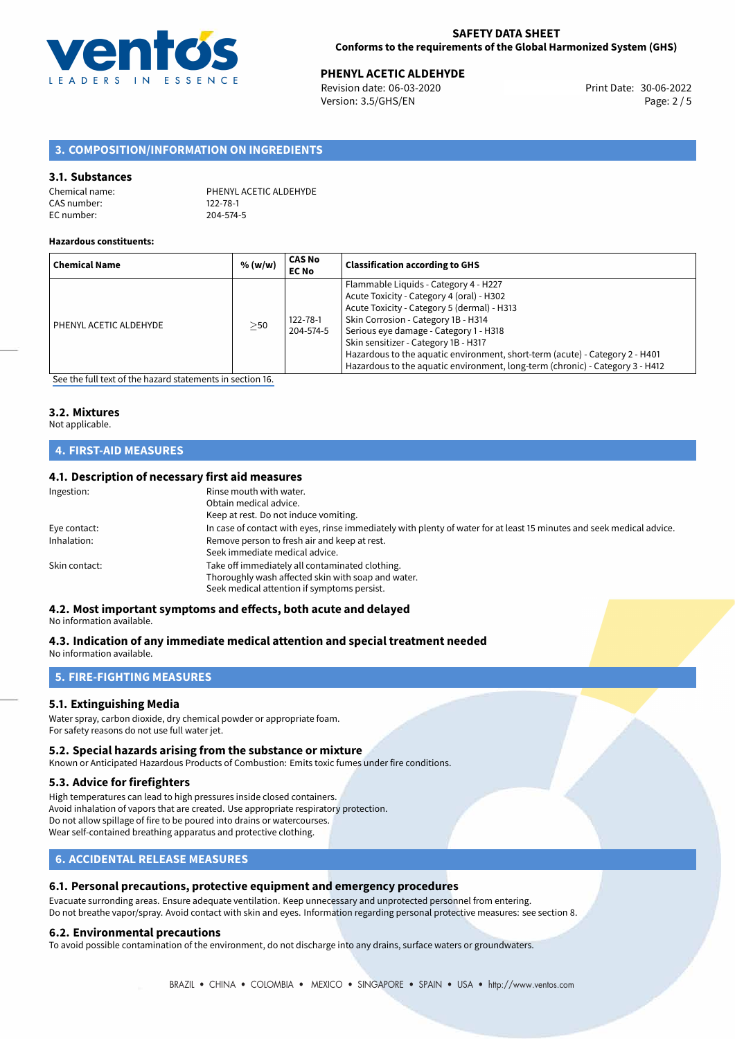## 3. COMPOSITION/INFORMATION ON INGREDIENTS

### 3.1. Substances

Chemical name: PHENYL ACETIC ALDEHYDE
CAS number: 122-78-1
EC number: 204-574-5

**Hazardous constituents:**

| Chemical Name | % (w/w) | CAS No<br>EC No | Classification according to GHS |
|---|---|---|---|
| PHENYL ACETIC ALDEHYDE | ≥50 | 122-78-1<br>204-574-5 | Flammable Liquids - Category 4 - H227<br>Acute Toxicity - Category 4 (oral) - H302<br>Acute Toxicity - Category 5 (dermal) - H313<br>Skin Corrosion - Category 1B - H314<br>Serious eye damage - Category 1 - H318<br>Skin sensitizer - Category 1B - H317<br>Hazardous to the aquatic environment, short-term (acute) - Category 2 - H401<br>Hazardous to the aquatic environment, long-term (chronic) - Category 3 - H412 |

See the full text of the hazard statements in section 16.

### 3.2. Mixtures

Not applicable.

## 4. FIRST-AID MEASURES

### 4.1. Description of necessary first aid measures

Ingestion: Rinse mouth with water.
Obtain medical advice.
Keep at rest. Do not induce vomiting.

Eye contact: In case of contact with eyes, rinse immediately with plenty of water for at least 15 minutes and seek medical advice.

Inhalation: Remove person to fresh air and keep at rest.
Seek immediate medical advice.

Skin contact: Take off immediately all contaminated clothing.
Thoroughly wash affected skin with soap and water.
Seek medical attention if symptoms persist.

### 4.2. Most important symptoms and effects, both acute and delayed

No information available.

### 4.3. Indication of any immediate medical attention and special treatment needed

No information available.

## 5. FIRE-FIGHTING MEASURES

### 5.1. Extinguishing Media

Water spray, carbon dioxide, dry chemical powder or appropriate foam.
For safety reasons do not use full water jet.

### 5.2. Special hazards arising from the substance or mixture

Known or Anticipated Hazardous Products of Combustion: Emits toxic fumes under fire conditions.

### 5.3. Advice for firefighters

High temperatures can lead to high pressures inside closed containers.
Avoid inhalation of vapors that are created. Use appropriate respiratory protection.
Do not allow spillage of fire to be poured into drains or watercourses.
Wear self-contained breathing apparatus and protective clothing.

## 6. ACCIDENTAL RELEASE MEASURES

### 6.1. Personal precautions, protective equipment and emergency procedures

Evacuate surrounding areas. Ensure adequate ventilation. Keep unnecessary and unprotected personnel from entering.
Do not breathe vapor/spray. Avoid contact with skin and eyes. Information regarding personal protective measures: see section 8.

### 6.2. Environmental precautions

To avoid possible contamination of the environment, do not discharge into any drains, surface waters or groundwaters.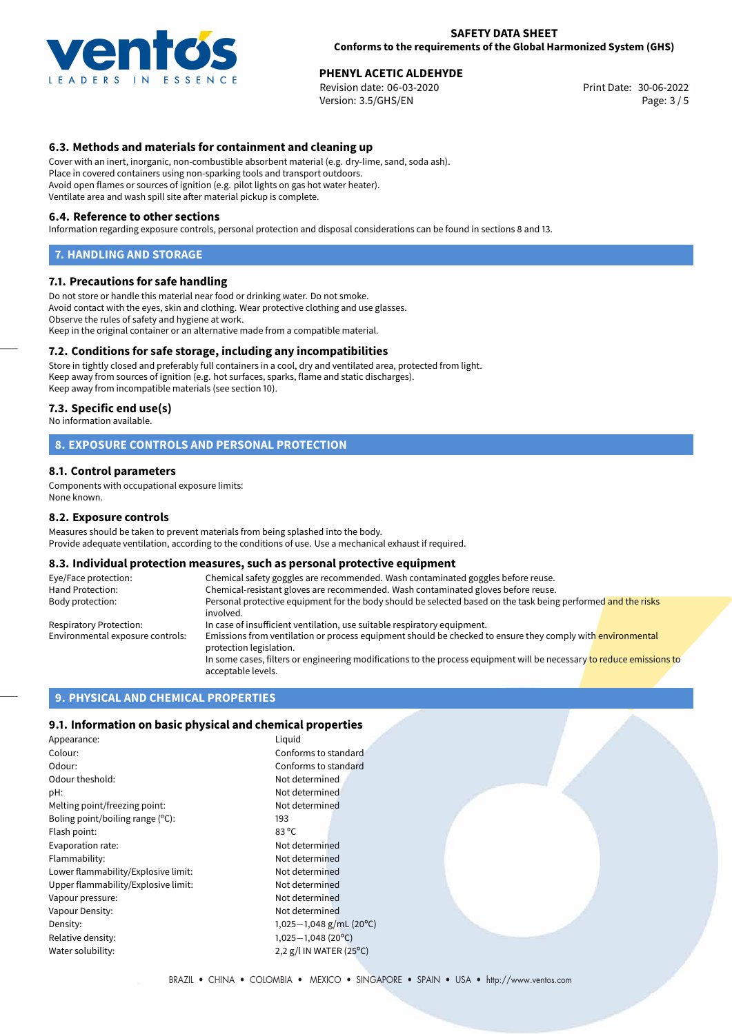### 6.3. Methods and materials for containment and cleaning up

Cover with an inert, inorganic, non-combustible absorbent material (e.g. dry-lime, sand, soda ash).
Place in covered containers using non-sparking tools and transport outdoors.
Avoid open flames or sources of ignition (e.g. pilot lights on gas hot water heater).
Ventilate area and wash spill site after material pickup is complete.

### 6.4. Reference to other sections

Information regarding exposure controls, personal protection and disposal considerations can be found in sections 8 and 13.

## 7. HANDLING AND STORAGE

### 7.1. Precautions for safe handling

Do not store or handle this material near food or drinking water. Do not smoke.
Avoid contact with the eyes, skin and clothing. Wear protective clothing and use glasses.
Observe the rules of safety and hygiene at work.
Keep in the original container or an alternative made from a compatible material.

### 7.2. Conditions for safe storage, including any incompatibilities

Store in tightly closed and preferably full containers in a cool, dry and ventilated area, protected from light.
Keep away from sources of ignition (e.g. hot surfaces, sparks, flame and static discharges).
Keep away from incompatible materials (see section 10).

### 7.3. Specific end use(s)

No information available.

## 8. EXPOSURE CONTROLS AND PERSONAL PROTECTION

### 8.1. Control parameters

Components with occupational exposure limits:
None known.

### 8.2. Exposure controls

Measures should be taken to prevent materials from being splashed into the body.
Provide adequate ventilation, according to the conditions of use. Use a mechanical exhaust if required.

### 8.3. Individual protection measures, such as personal protective equipment

| | |
|---|---|
| Eye/Face protection: | Chemical safety goggles are recommended. Wash contaminated goggles before reuse. |
| Hand Protection: | Chemical-resistant gloves are recommended. Wash contaminated gloves before reuse. |
| Body protection: | Personal protective equipment for the body should be selected based on the task being performed and the risks involved. |
| Respiratory Protection: | In case of insufficient ventilation, use suitable respiratory equipment. |
| Environmental exposure controls: | Emissions from ventilation or process equipment should be checked to ensure they comply with environmental protection legislation. In some cases, filters or engineering modifications to the process equipment will be necessary to reduce emissions to acceptable levels. |

## 9. PHYSICAL AND CHEMICAL PROPERTIES

### 9.1. Information on basic physical and chemical properties

| | |
|---|---|
| Appearance: | Liquid |
| Colour: | Conforms to standard |
| Odour: | Conforms to standard |
| Odour theshold: | Not determined |
| pH: | Not determined |
| Melting point/freezing point: | Not determined |
| Boling point/boiling range (°C): | 193 |
| Flash point: | 83 °C |
| Evaporation rate: | Not determined |
| Flammability: | Not determined |
| Lower flammability/Explosive limit: | Not determined |
| Upper flammability/Explosive limit: | Not determined |
| Vapour pressure: | Not determined |
| Vapour Density: | Not determined |
| Density: | 1,025—1,048 g/mL (20°C) |
| Relative density: | 1,025—1,048 (20°C) |
| Water solubility: | 2,2 g/l IN WATER (25°C) |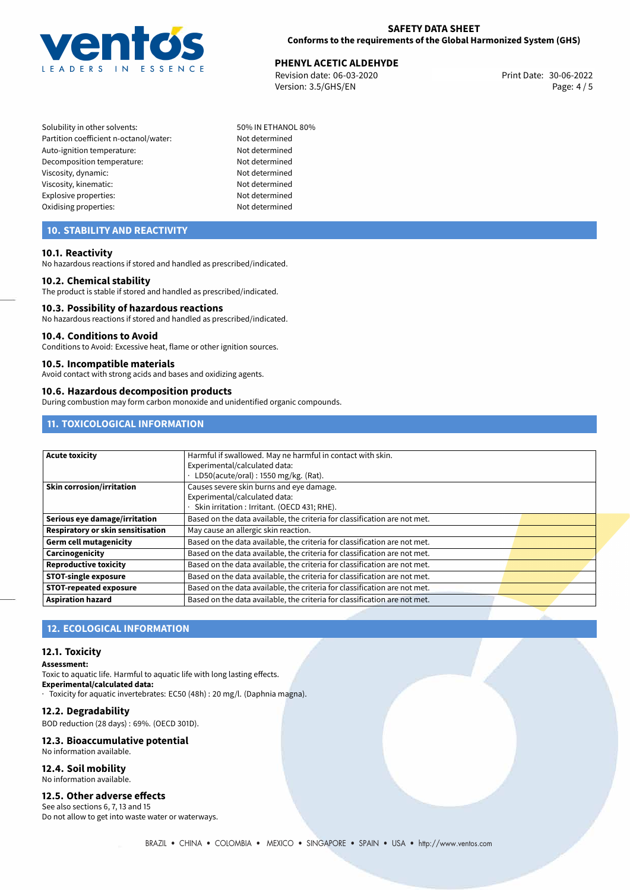| | |
|---|---|
| Solubility in other solvents: | 50% IN ETHANOL 80% |
| Partition coefficient n-octanol/water: | Not determined |
| Auto-ignition temperature: | Not determined |
| Decomposition temperature: | Not determined |
| Viscosity, dynamic: | Not determined |
| Viscosity, kinematic: | Not determined |
| Explosive properties: | Not determined |
| Oxidising properties: | Not determined |

## 10. STABILITY AND REACTIVITY

### 10.1. Reactivity
No hazardous reactions if stored and handled as prescribed/indicated.

### 10.2. Chemical stability
The product is stable if stored and handled as prescribed/indicated.

### 10.3. Possibility of hazardous reactions
No hazardous reactions if stored and handled as prescribed/indicated.

### 10.4. Conditions to Avoid
Conditions to Avoid: Excessive heat, flame or other ignition sources.

### 10.5. Incompatible materials
Avoid contact with strong acids and bases and oxidizing agents.

### 10.6. Hazardous decomposition products
During combustion may form carbon monoxide and unidentified organic compounds.

## 11. TOXICOLOGICAL INFORMATION

| | |
|---|---|
| **Acute toxicity** | Harmful if swallowed. May ne harmful in contact with skin.<br>Experimental/calculated data:<br>· LD50(acute/oral) : 1550 mg/kg. (Rat). |
| **Skin corrosion/irritation** | Causes severe skin burns and eye damage.<br>Experimental/calculated data:<br>· Skin irritation : Irritant. (OECD 431; RHE). |
| **Serious eye damage/irritation** | Based on the data available, the criteria for classification are not met. |
| **Respiratory or skin sensitisation** | May cause an allergic skin reaction. |
| **Germ cell mutagenicity** | Based on the data available, the criteria for classification are not met. |
| **Carcinogenicity** | Based on the data available, the criteria for classification are not met. |
| **Reproductive toxicity** | Based on the data available, the criteria for classification are not met. |
| **STOT-single exposure** | Based on the data available, the criteria for classification are not met. |
| **STOT-repeated exposure** | Based on the data available, the criteria for classification are not met. |
| **Aspiration hazard** | Based on the data available, the criteria for classification are not met. |

## 12. ECOLOGICAL INFORMATION

### 12.1. Toxicity
**Assessment:**
Toxic to aquatic life. Harmful to aquatic life with long lasting effects.
**Experimental/calculated data:**
· Toxicity for aquatic invertebrates: EC50 (48h) : 20 mg/l. (Daphnia magna).

### 12.2. Degradability
BOD reduction (28 days) : 69%. (OECD 301D).

### 12.3. Bioaccumulative potential
No information available.

### 12.4. Soil mobility
No information available.

### 12.5. Other adverse effects
See also sections 6, 7, 13 and 15
Do not allow to get into waste water or waterways.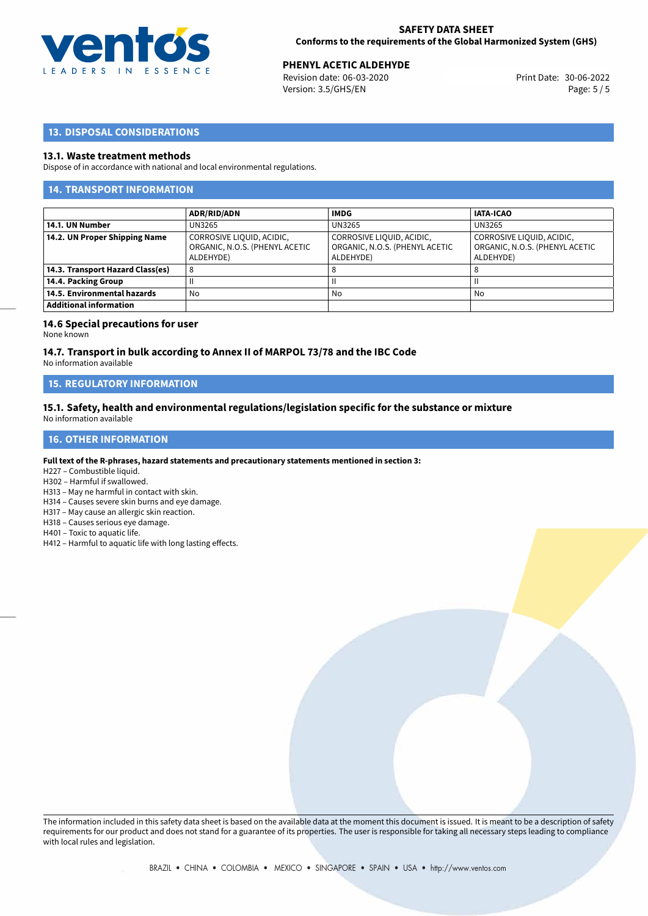## 13. DISPOSAL CONSIDERATIONS

### 13.1. Waste treatment methods

Dispose of in accordance with national and local environmental regulations.

## 14. TRANSPORT INFORMATION

| | ADR/RID/ADN | IMDG | IATA-ICAO |
|---|---|---|---|
| **14.1. UN Number** | UN3265 | UN3265 | UN3265 |
| **14.2. UN Proper Shipping Name** | CORROSIVE LIQUID, ACIDIC, ORGANIC, N.O.S. (PHENYL ACETIC ALDEHYDE) | CORROSIVE LIQUID, ACIDIC, ORGANIC, N.O.S. (PHENYL ACETIC ALDEHYDE) | CORROSIVE LIQUID, ACIDIC, ORGANIC, N.O.S. (PHENYL ACETIC ALDEHYDE) |
| **14.3. Transport Hazard Class(es)** | 8 | 8 | 8 |
| **14.4. Packing Group** | II | II | II |
| **14.5. Environmental hazards** | No | No | No |
| **Additional information** | | | |

### 14.6 Special precautions for user

None known

### 14.7. Transport in bulk according to Annex II of MARPOL 73/78 and the IBC Code

No information available

## 15. REGULATORY INFORMATION

### 15.1. Safety, health and environmental regulations/legislation specific for the substance or mixture

No information available

## 16. OTHER INFORMATION

**Full text of the R-phrases, hazard statements and precautionary statements mentioned in section 3:**

H227 – Combustible liquid.
H302 – Harmful if swallowed.
H313 – May ne harmful in contact with skin.
H314 – Causes severe skin burns and eye damage.
H317 – May cause an allergic skin reaction.
H318 – Causes serious eye damage.
H401 – Toxic to aquatic life.
H412 – Harmful to aquatic life with long lasting effects.

The information included in this safety data sheet is based on the available data at the moment this document is issued. It is meant to be a description of safety requirements for our product and does not stand for a guarantee of its properties. The user is responsible for taking all necessary steps leading to compliance with local rules and legislation.